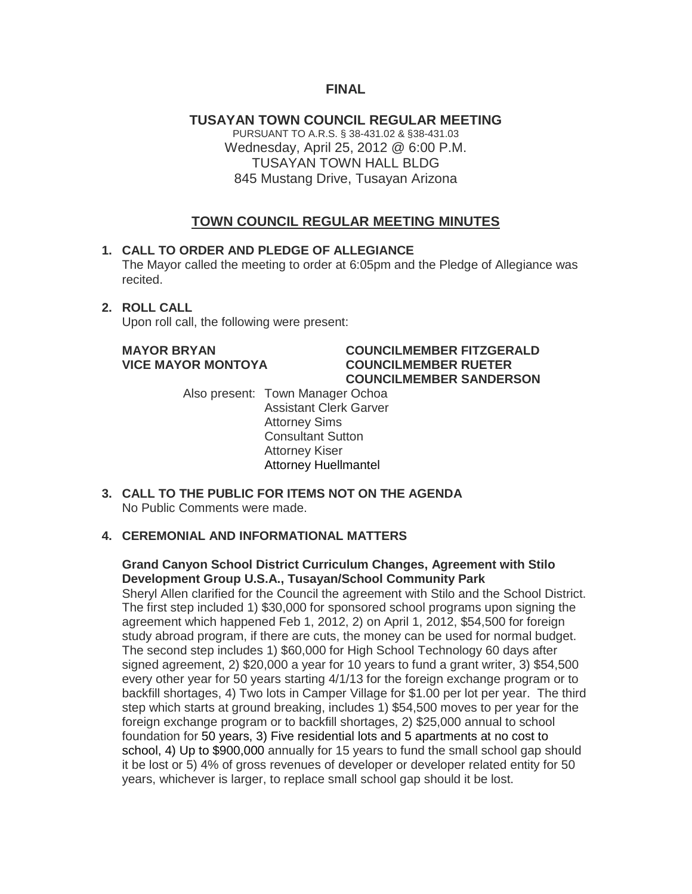**FINAL**

# TUSAYAN TOWN COUNCIL REGULAR MEETING

PURSUANT TO A.R.S. § 38-431.02 & §38-431.03
Wednesday, April 25, 2012 @ 6:00 P.M.
TUSAYAN TOWN HALL BLDG
845 Mustang Drive, Tusayan Arizona

## TOWN COUNCIL REGULAR MEETING MINUTES

### 1. CALL TO ORDER AND PLEDGE OF ALLEGIANCE

The Mayor called the meeting to order at 6:05pm and the Pledge of Allegiance was recited.

### 2. ROLL CALL

Upon roll call, the following were present:

**MAYOR BRYAN**
**VICE MAYOR MONTOYA**
**COUNCILMEMBER FITZGERALD**
**COUNCILMEMBER RUETER**
**COUNCILMEMBER SANDERSON**

Also present: Town Manager Ochoa
Assistant Clerk Garver
Attorney Sims
Consultant Sutton
Attorney Kiser
Attorney Huellmantel

### 3. CALL TO THE PUBLIC FOR ITEMS NOT ON THE AGENDA

No Public Comments were made.

### 4. CEREMONIAL AND INFORMATIONAL MATTERS

**Grand Canyon School District Curriculum Changes, Agreement with Stilo Development Group U.S.A., Tusayan/School Community Park**

Sheryl Allen clarified for the Council the agreement with Stilo and the School District. The first step included 1) $30,000 for sponsored school programs upon signing the agreement which happened Feb 1, 2012, 2) on April 1, 2012, $54,500 for foreign study abroad program, if there are cuts, the money can be used for normal budget. The second step includes 1) $60,000 for High School Technology 60 days after signed agreement, 2) $20,000 a year for 10 years to fund a grant writer, 3) $54,500 every other year for 50 years starting 4/1/13 for the foreign exchange program or to backfill shortages, 4) Two lots in Camper Village for $1.00 per lot per year. The third step which starts at ground breaking, includes 1) $54,500 moves to per year for the foreign exchange program or to backfill shortages, 2) $25,000 annual to school foundation for 50 years, 3) Five residential lots and 5 apartments at no cost to school, 4) Up to $900,000 annually for 15 years to fund the small school gap should it be lost or 5) 4% of gross revenues of developer or developer related entity for 50 years, whichever is larger, to replace small school gap should it be lost.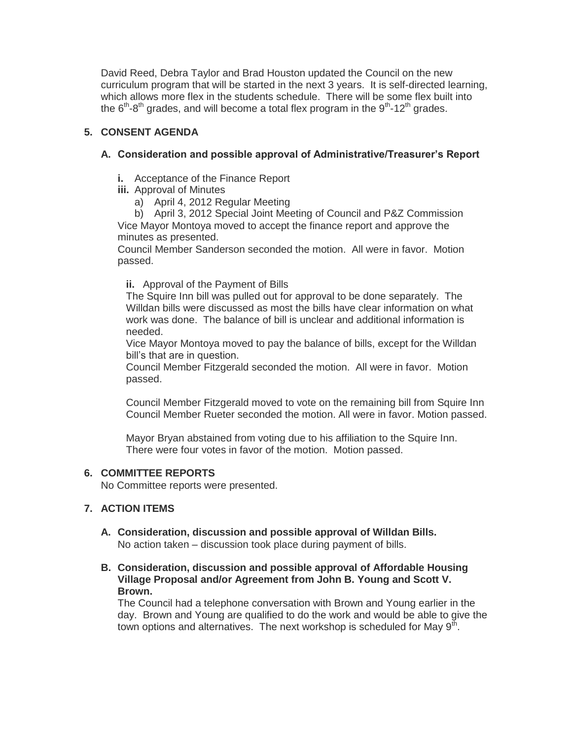David Reed, Debra Taylor and Brad Houston updated the Council on the new curriculum program that will be started in the next 3 years. It is self-directed learning, which allows more flex in the students schedule. There will be some flex built into the $6^{th}$-$8^{th}$ grades, and will become a total flex program in the $9^{th}$-$12^{th}$ grades.

## 5. CONSENT AGENDA

### A. Consideration and possible approval of Administrative/Treasurer's Report

**i.** Acceptance of the Finance Report

**iii.** Approval of Minutes

a) April 4, 2012 Regular Meeting

b) April 3, 2012 Special Joint Meeting of Council and P&Z Commission

Vice Mayor Montoya moved to accept the finance report and approve the minutes as presented.

Council Member Sanderson seconded the motion. All were in favor. Motion passed.

**ii.** Approval of the Payment of Bills

The Squire Inn bill was pulled out for approval to be done separately. The Willdan bills were discussed as most the bills have clear information on what work was done. The balance of bill is unclear and additional information is needed.

Vice Mayor Montoya moved to pay the balance of bills, except for the Willdan bill's that are in question.

Council Member Fitzgerald seconded the motion. All were in favor. Motion passed.

Council Member Fitzgerald moved to vote on the remaining bill from Squire Inn

Council Member Rueter seconded the motion. All were in favor. Motion passed.

Mayor Bryan abstained from voting due to his affiliation to the Squire Inn. There were four votes in favor of the motion. Motion passed.

## 6. COMMITTEE REPORTS

No Committee reports were presented.

## 7. ACTION ITEMS

### A. Consideration, discussion and possible approval of Willdan Bills.

No action taken – discussion took place during payment of bills.

### B. Consideration, discussion and possible approval of Affordable Housing Village Proposal and/or Agreement from John B. Young and Scott V. Brown.

The Council had a telephone conversation with Brown and Young earlier in the day. Brown and Young are qualified to do the work and would be able to give the town options and alternatives. The next workshop is scheduled for May $9^{th}$.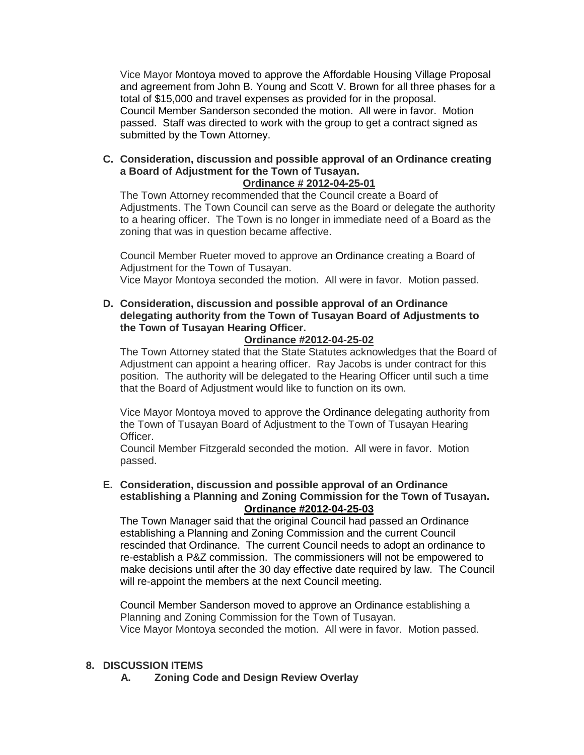Vice Mayor Montoya moved to approve the Affordable Housing Village Proposal and agreement from John B. Young and Scott V. Brown for all three phases for a total of $15,000 and travel expenses as provided for in the proposal. Council Member Sanderson seconded the motion. All were in favor. Motion passed. Staff was directed to work with the group to get a contract signed as submitted by the Town Attorney.

**C. Consideration, discussion and possible approval of an Ordinance creating a Board of Adjustment for the Town of Tusayan.**

**Ordinance # 2012-04-25-01**

The Town Attorney recommended that the Council create a Board of Adjustments. The Town Council can serve as the Board or delegate the authority to a hearing officer. The Town is no longer in immediate need of a Board as the zoning that was in question became affective.

Council Member Rueter moved to approve an Ordinance creating a Board of Adjustment for the Town of Tusayan.
Vice Mayor Montoya seconded the motion. All were in favor. Motion passed.

**D. Consideration, discussion and possible approval of an Ordinance delegating authority from the Town of Tusayan Board of Adjustments to the Town of Tusayan Hearing Officer.**

**Ordinance #2012-04-25-02**

The Town Attorney stated that the State Statutes acknowledges that the Board of Adjustment can appoint a hearing officer. Ray Jacobs is under contract for this position. The authority will be delegated to the Hearing Officer until such a time that the Board of Adjustment would like to function on its own.

Vice Mayor Montoya moved to approve the Ordinance delegating authority from the Town of Tusayan Board of Adjustment to the Town of Tusayan Hearing Officer.
Council Member Fitzgerald seconded the motion. All were in favor. Motion passed.

**E. Consideration, discussion and possible approval of an Ordinance establishing a Planning and Zoning Commission for the Town of Tusayan.**

**Ordinance #2012-04-25-03**

The Town Manager said that the original Council had passed an Ordinance establishing a Planning and Zoning Commission and the current Council rescinded that Ordinance. The current Council needs to adopt an ordinance to re-establish a P&Z commission. The commissioners will not be empowered to make decisions until after the 30 day effective date required by law. The Council will re-appoint the members at the next Council meeting.

Council Member Sanderson moved to approve an Ordinance establishing a Planning and Zoning Commission for the Town of Tusayan.
Vice Mayor Montoya seconded the motion. All were in favor. Motion passed.

**8. DISCUSSION ITEMS**

**A. Zoning Code and Design Review Overlay**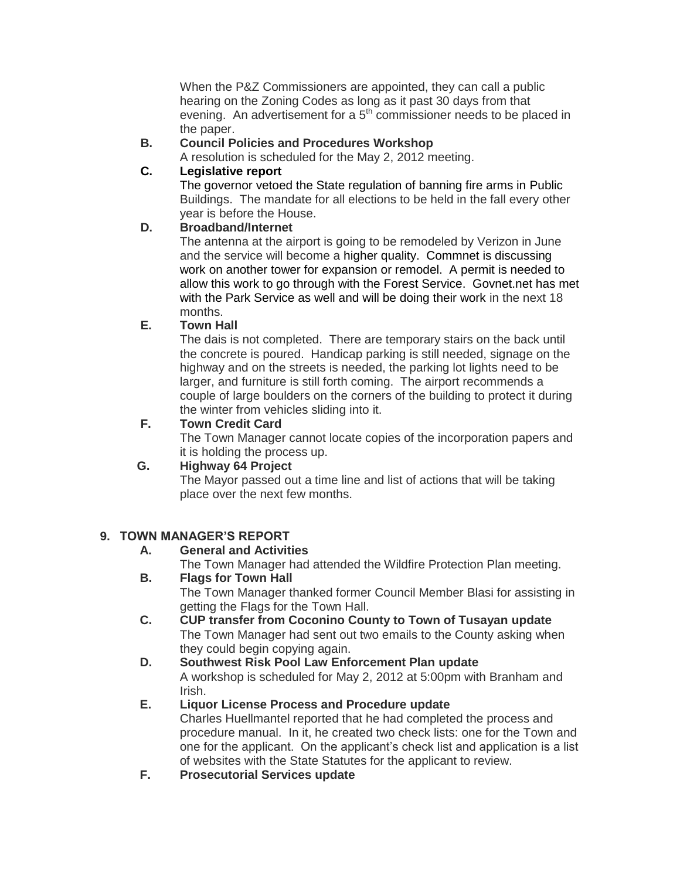When the P&Z Commissioners are appointed, they can call a public hearing on the Zoning Codes as long as it past 30 days from that evening. An advertisement for a 5th commissioner needs to be placed in the paper.

**B. Council Policies and Procedures Workshop**

A resolution is scheduled for the May 2, 2012 meeting.

**C. Legislative report**

The governor vetoed the State regulation of banning fire arms in Public Buildings. The mandate for all elections to be held in the fall every other year is before the House.

**D. Broadband/Internet**

The antenna at the airport is going to be remodeled by Verizon in June and the service will become a higher quality. Commnet is discussing work on another tower for expansion or remodel. A permit is needed to allow this work to go through with the Forest Service. Govnet.net has met with the Park Service as well and will be doing their work in the next 18 months.

**E. Town Hall**

The dais is not completed. There are temporary stairs on the back until the concrete is poured. Handicap parking is still needed, signage on the highway and on the streets is needed, the parking lot lights need to be larger, and furniture is still forth coming. The airport recommends a couple of large boulders on the corners of the building to protect it during the winter from vehicles sliding into it.

**F. Town Credit Card**

The Town Manager cannot locate copies of the incorporation papers and it is holding the process up.

**G. Highway 64 Project**

The Mayor passed out a time line and list of actions that will be taking place over the next few months.

## 9. TOWN MANAGER'S REPORT

**A. General and Activities**

The Town Manager had attended the Wildfire Protection Plan meeting.

**B. Flags for Town Hall**

The Town Manager thanked former Council Member Blasi for assisting in getting the Flags for the Town Hall.

**C. CUP transfer from Coconino County to Town of Tusayan update**

The Town Manager had sent out two emails to the County asking when they could begin copying again.

**D. Southwest Risk Pool Law Enforcement Plan update**

A workshop is scheduled for May 2, 2012 at 5:00pm with Branham and Irish.

**E. Liquor License Process and Procedure update**

Charles Huellmantel reported that he had completed the process and procedure manual. In it, he created two check lists: one for the Town and one for the applicant. On the applicant's check list and application is a list of websites with the State Statutes for the applicant to review.

**F. Prosecutorial Services update**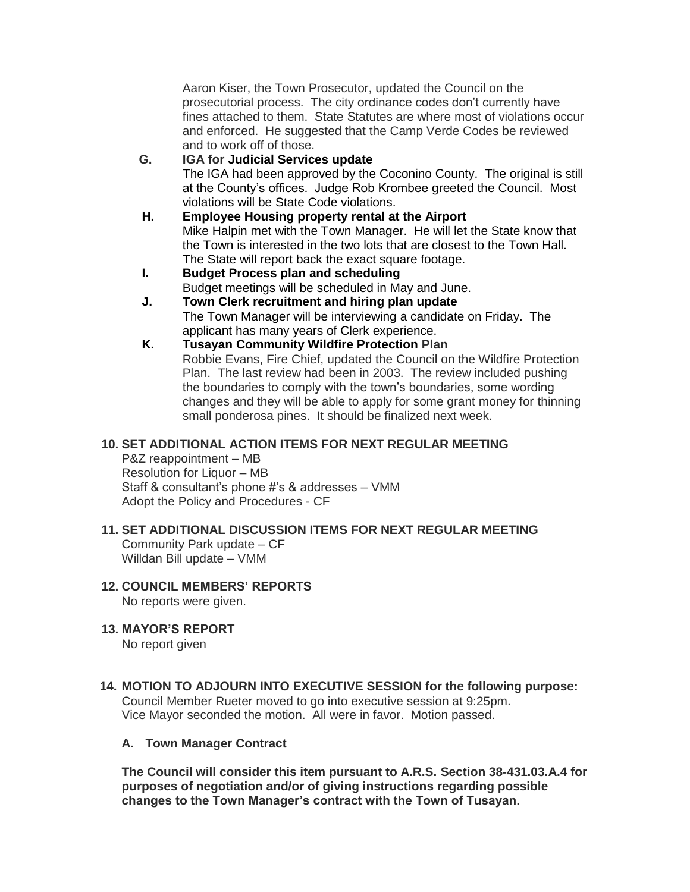Aaron Kiser, the Town Prosecutor, updated the Council on the prosecutorial process. The city ordinance codes don't currently have fines attached to them. State Statutes are where most of violations occur and enforced. He suggested that the Camp Verde Codes be reviewed and to work off of those.

**G. IGA for Judicial Services update**

The IGA had been approved by the Coconino County. The original is still at the County's offices. Judge Rob Krombee greeted the Council. Most violations will be State Code violations.

**H. Employee Housing property rental at the Airport**

Mike Halpin met with the Town Manager. He will let the State know that the Town is interested in the two lots that are closest to the Town Hall. The State will report back the exact square footage.

**I. Budget Process plan and scheduling**

Budget meetings will be scheduled in May and June.

**J. Town Clerk recruitment and hiring plan update**

The Town Manager will be interviewing a candidate on Friday. The applicant has many years of Clerk experience.

**K. Tusayan Community Wildfire Protection Plan**

Robbie Evans, Fire Chief, updated the Council on the Wildfire Protection Plan. The last review had been in 2003. The review included pushing the boundaries to comply with the town's boundaries, some wording changes and they will be able to apply for some grant money for thinning small ponderosa pines. It should be finalized next week.

**10. SET ADDITIONAL ACTION ITEMS FOR NEXT REGULAR MEETING**

P&Z reappointment – MB
Resolution for Liquor – MB
Staff & consultant's phone #'s & addresses – VMM
Adopt the Policy and Procedures - CF

**11. SET ADDITIONAL DISCUSSION ITEMS FOR NEXT REGULAR MEETING**

Community Park update – CF
Willdan Bill update – VMM

**12. COUNCIL MEMBERS' REPORTS**

No reports were given.

**13. MAYOR'S REPORT**

No report given

**14. MOTION TO ADJOURN INTO EXECUTIVE SESSION for the following purpose:**

Council Member Rueter moved to go into executive session at 9:25pm. Vice Mayor seconded the motion. All were in favor. Motion passed.

**A. Town Manager Contract**

**The Council will consider this item pursuant to A.R.S. Section 38-431.03.A.4 for purposes of negotiation and/or of giving instructions regarding possible changes to the Town Manager's contract with the Town of Tusayan.**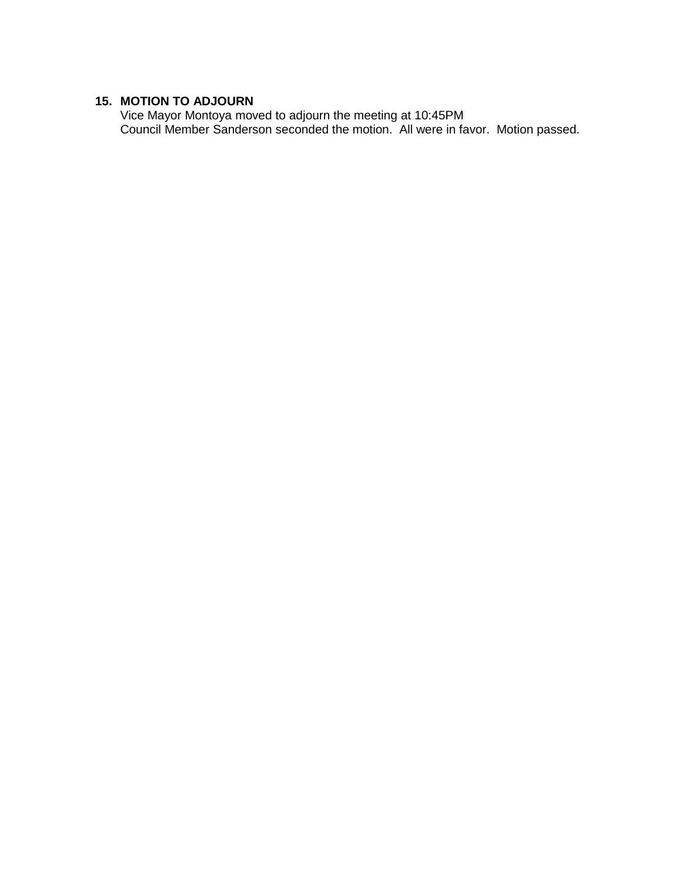**15. MOTION TO ADJOURN**

Vice Mayor Montoya moved to adjourn the meeting at 10:45PM
Council Member Sanderson seconded the motion. All were in favor. Motion passed.